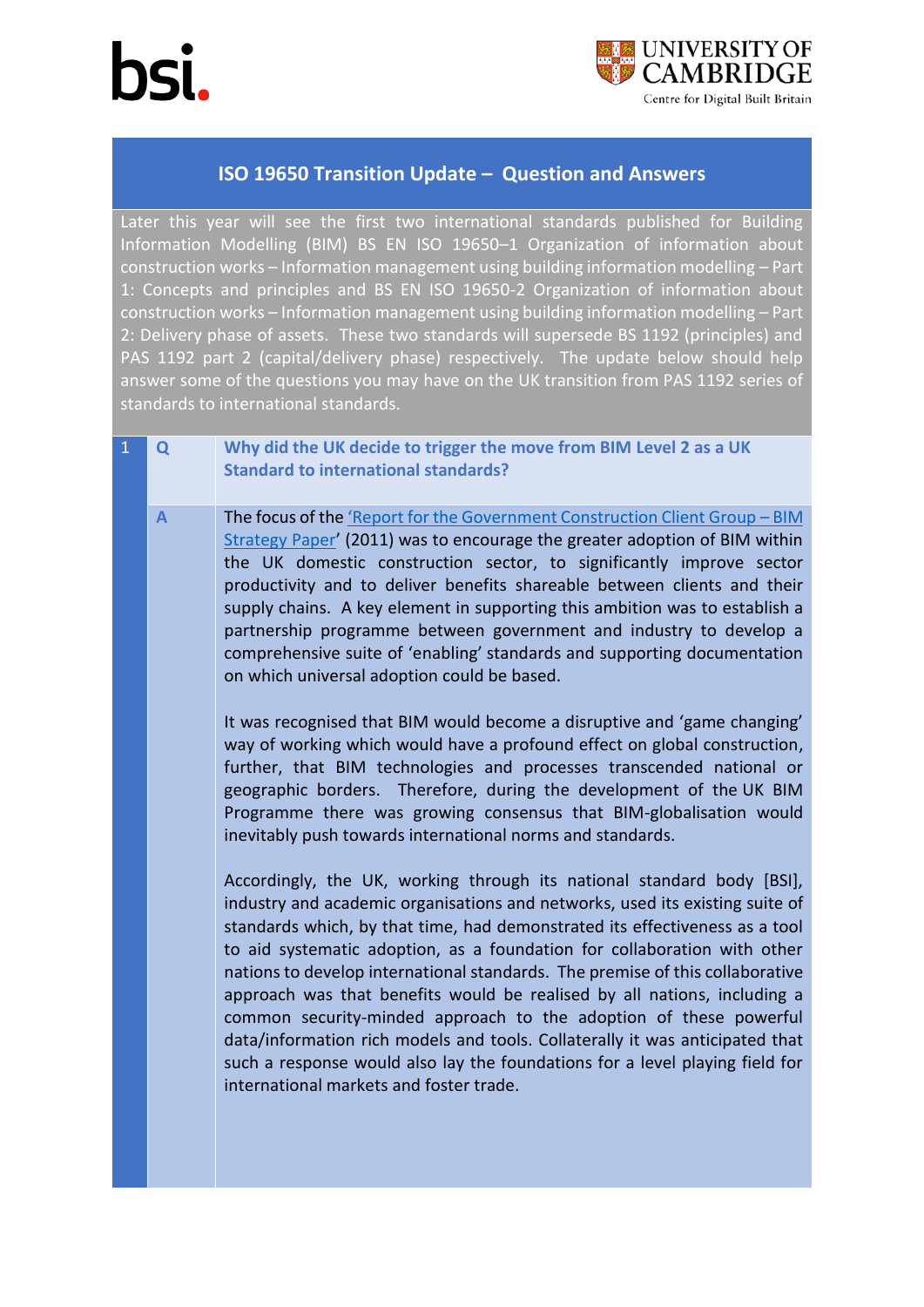bsi.

UNIVERSITY OF CAMBRIDGE
Centre for Digital Built Britain

# ISO 19650 Transition Update – Question and Answers

Later this year will see the first two international standards published for Building Information Modelling (BIM) BS EN ISO 19650–1 Organization of information about construction works – Information management using building information modelling – Part 1: Concepts and principles and BS EN ISO 19650-2 Organization of information about construction works – Information management using building information modelling – Part 2: Delivery phase of assets. These two standards will supersede BS 1192 (principles) and PAS 1192 part 2 (capital/delivery phase) respectively. The update below should help answer some of the questions you may have on the UK transition from PAS 1192 series of standards to international standards.

## 1

**Q** **Why did the UK decide to trigger the move from BIM Level 2 as a UK Standard to international standards?**

**A** The focus of the 'Report for the Government Construction Client Group – BIM Strategy Paper' (2011) was to encourage the greater adoption of BIM within the UK domestic construction sector, to significantly improve sector productivity and to deliver benefits shareable between clients and their supply chains. A key element in supporting this ambition was to establish a partnership programme between government and industry to develop a comprehensive suite of 'enabling' standards and supporting documentation on which universal adoption could be based.

It was recognised that BIM would become a disruptive and 'game changing' way of working which would have a profound effect on global construction, further, that BIM technologies and processes transcended national or geographic borders. Therefore, during the development of the UK BIM Programme there was growing consensus that BIM-globalisation would inevitably push towards international norms and standards.

Accordingly, the UK, working through its national standard body [BSI], industry and academic organisations and networks, used its existing suite of standards which, by that time, had demonstrated its effectiveness as a tool to aid systematic adoption, as a foundation for collaboration with other nations to develop international standards. The premise of this collaborative approach was that benefits would be realised by all nations, including a common security-minded approach to the adoption of these powerful data/information rich models and tools. Collaterally it was anticipated that such a response would also lay the foundations for a level playing field for international markets and foster trade.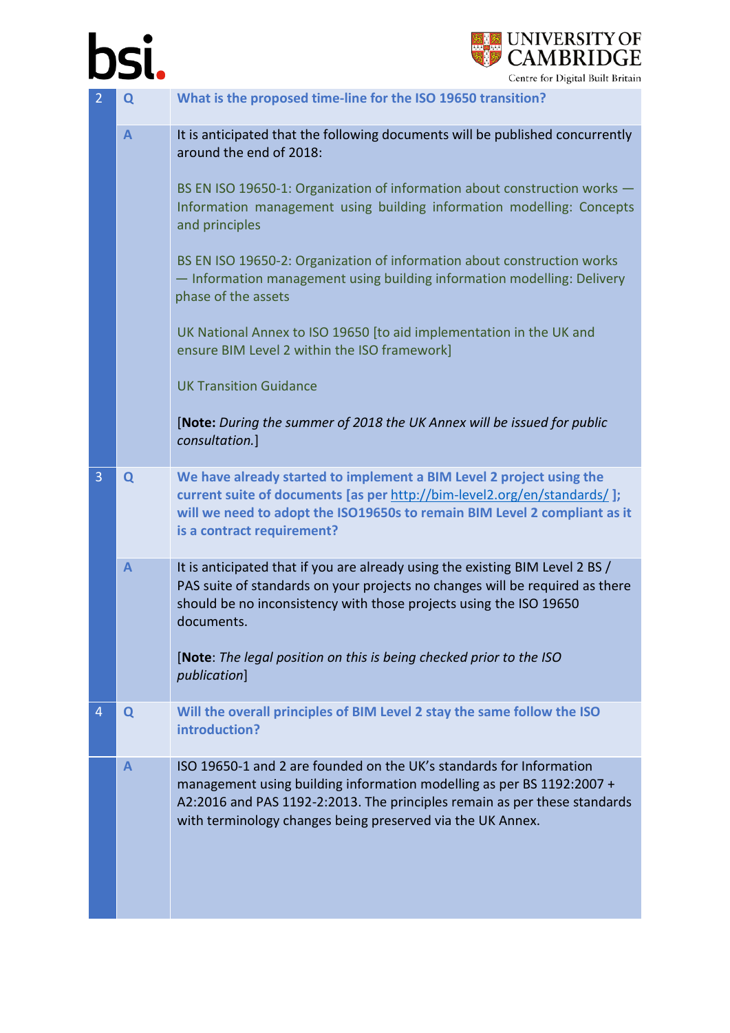| | | |
|---|---|---|
| 2 | **Q** | **What is the proposed time-line for the ISO 19650 transition?** |
| | **A** | It is anticipated that the following documents will be published concurrently around the end of 2018:<br><br>BS EN ISO 19650-1: Organization of information about construction works — Information management using building information modelling: Concepts and principles<br><br>BS EN ISO 19650-2: Organization of information about construction works — Information management using building information modelling: Delivery phase of the assets<br><br>UK National Annex to ISO 19650 [to aid implementation in the UK and ensure BIM Level 2 within the ISO framework]<br><br>UK Transition Guidance<br><br>[**Note:** *During the summer of 2018 the UK Annex will be issued for public consultation.*] |
| 3 | **Q** | **We have already started to implement a BIM Level 2 project using the current suite of documents [as per http://bim-level2.org/en/standards/ ]; will we need to adopt the ISO19650s to remain BIM Level 2 compliant as it is a contract requirement?** |
| | **A** | It is anticipated that if you are already using the existing BIM Level 2 BS / PAS suite of standards on your projects no changes will be required as there should be no inconsistency with those projects using the ISO 19650 documents.<br><br>[**Note**: *The legal position on this is being checked prior to the ISO publication*] |
| 4 | **Q** | **Will the overall principles of BIM Level 2 stay the same follow the ISO introduction?** |
| | **A** | ISO 19650-1 and 2 are founded on the UK's standards for Information management using building information modelling as per BS 1192:2007 + A2:2016 and PAS 1192-2:2013. The principles remain as per these standards with terminology changes being preserved via the UK Annex. |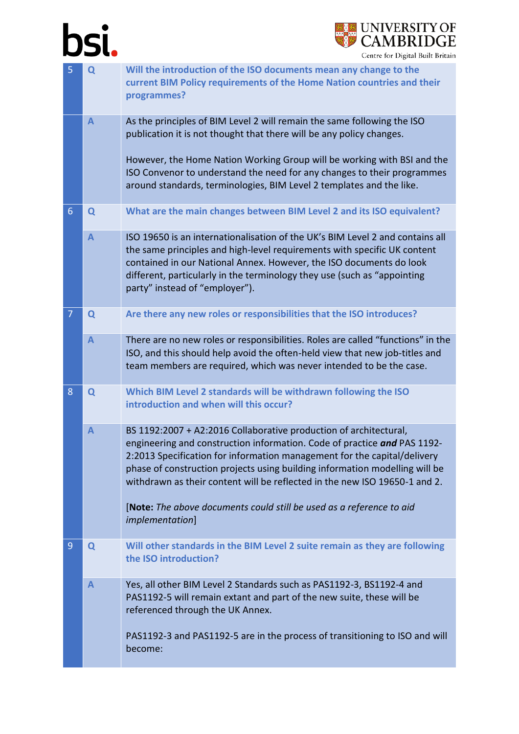| | | |
|---|---|---|
| 5 | **Q** | **Will the introduction of the ISO documents mean any change to the current BIM Policy requirements of the Home Nation countries and their programmes?** |
| | **A** | As the principles of BIM Level 2 will remain the same following the ISO publication it is not thought that there will be any policy changes.<br><br>However, the Home Nation Working Group will be working with BSI and the ISO Convenor to understand the need for any changes to their programmes around standards, terminologies, BIM Level 2 templates and the like. |
| 6 | **Q** | **What are the main changes between BIM Level 2 and its ISO equivalent?** |
| | **A** | ISO 19650 is an internationalisation of the UK's BIM Level 2 and contains all the same principles and high-level requirements with specific UK content contained in our National Annex. However, the ISO documents do look different, particularly in the terminology they use (such as "appointing party" instead of "employer"). |
| 7 | **Q** | **Are there any new roles or responsibilities that the ISO introduces?** |
| | **A** | There are no new roles or responsibilities. Roles are called "functions" in the ISO, and this should help avoid the often-held view that new job-titles and team members are required, which was never intended to be the case. |
| 8 | **Q** | **Which BIM Level 2 standards will be withdrawn following the ISO introduction and when will this occur?** |
| | **A** | BS 1192:2007 + A2:2016 Collaborative production of architectural, engineering and construction information. Code of practice ***and*** PAS 1192-2:2013 Specification for information management for the capital/delivery phase of construction projects using building information modelling will be withdrawn as their content will be reflected in the new ISO 19650-1 and 2.<br><br>[**Note:** *The above documents could still be used as a reference to aid implementation*] |
| 9 | **Q** | **Will other standards in the BIM Level 2 suite remain as they are following the ISO introduction?** |
| | **A** | Yes, all other BIM Level 2 Standards such as PAS1192-3, BS1192-4 and PAS1192-5 will remain extant and part of the new suite, these will be referenced through the UK Annex.<br><br>PAS1192-3 and PAS1192-5 are in the process of transitioning to ISO and will become: |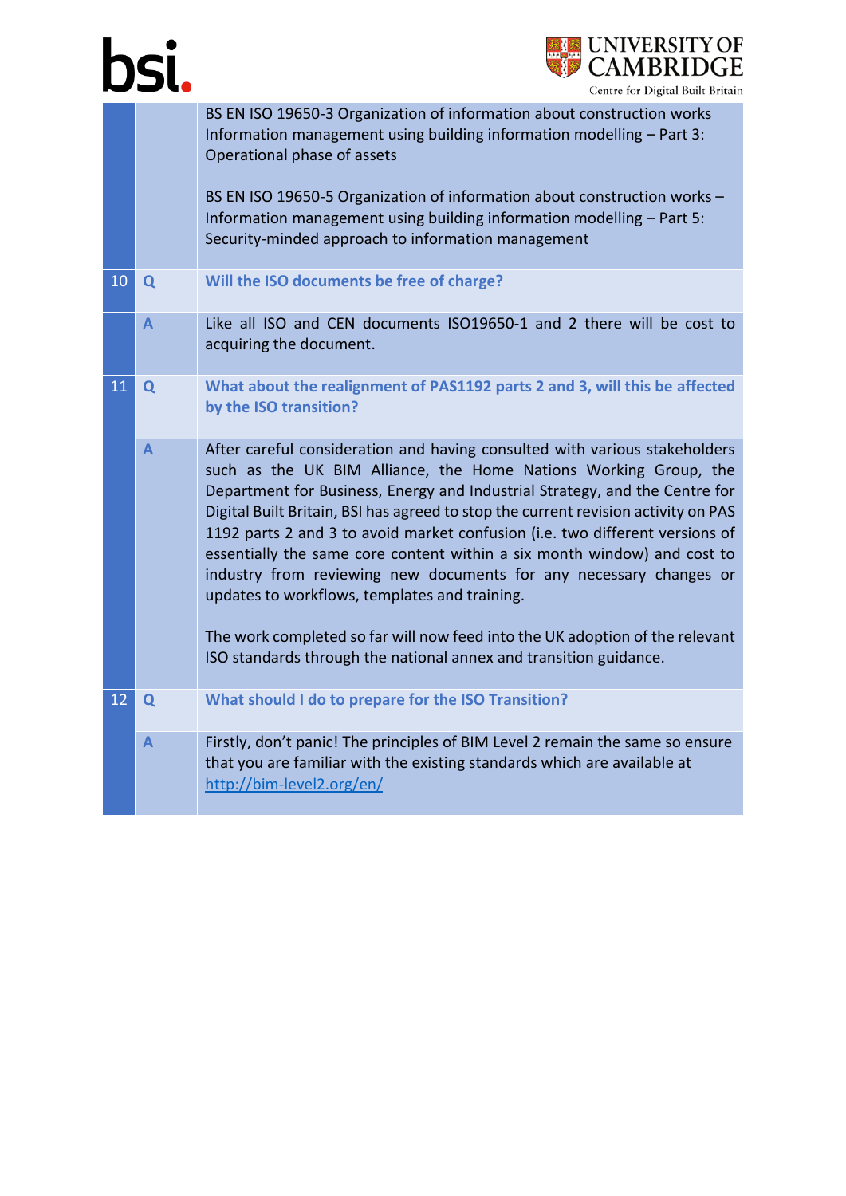| | | |
|---|---|---|
| | | BS EN ISO 19650-3 Organization of information about construction works Information management using building information modelling – Part 3: Operational phase of assets<br><br>BS EN ISO 19650-5 Organization of information about construction works – Information management using building information modelling – Part 5: Security-minded approach to information management |
| 10 | Q | **Will the ISO documents be free of charge?** |
| | A | Like all ISO and CEN documents ISO19650-1 and 2 there will be cost to acquiring the document. |
| 11 | Q | **What about the realignment of PAS1192 parts 2 and 3, will this be affected by the ISO transition?** |
| | A | After careful consideration and having consulted with various stakeholders such as the UK BIM Alliance, the Home Nations Working Group, the Department for Business, Energy and Industrial Strategy, and the Centre for Digital Built Britain, BSI has agreed to stop the current revision activity on PAS 1192 parts 2 and 3 to avoid market confusion (i.e. two different versions of essentially the same core content within a six month window) and cost to industry from reviewing new documents for any necessary changes or updates to workflows, templates and training.<br><br>The work completed so far will now feed into the UK adoption of the relevant ISO standards through the national annex and transition guidance. |
| 12 | Q | **What should I do to prepare for the ISO Transition?** |
| | A | Firstly, don't panic! The principles of BIM Level 2 remain the same so ensure that you are familiar with the existing standards which are available at [http://bim-level2.org/en/](http://bim-level2.org/en/) |